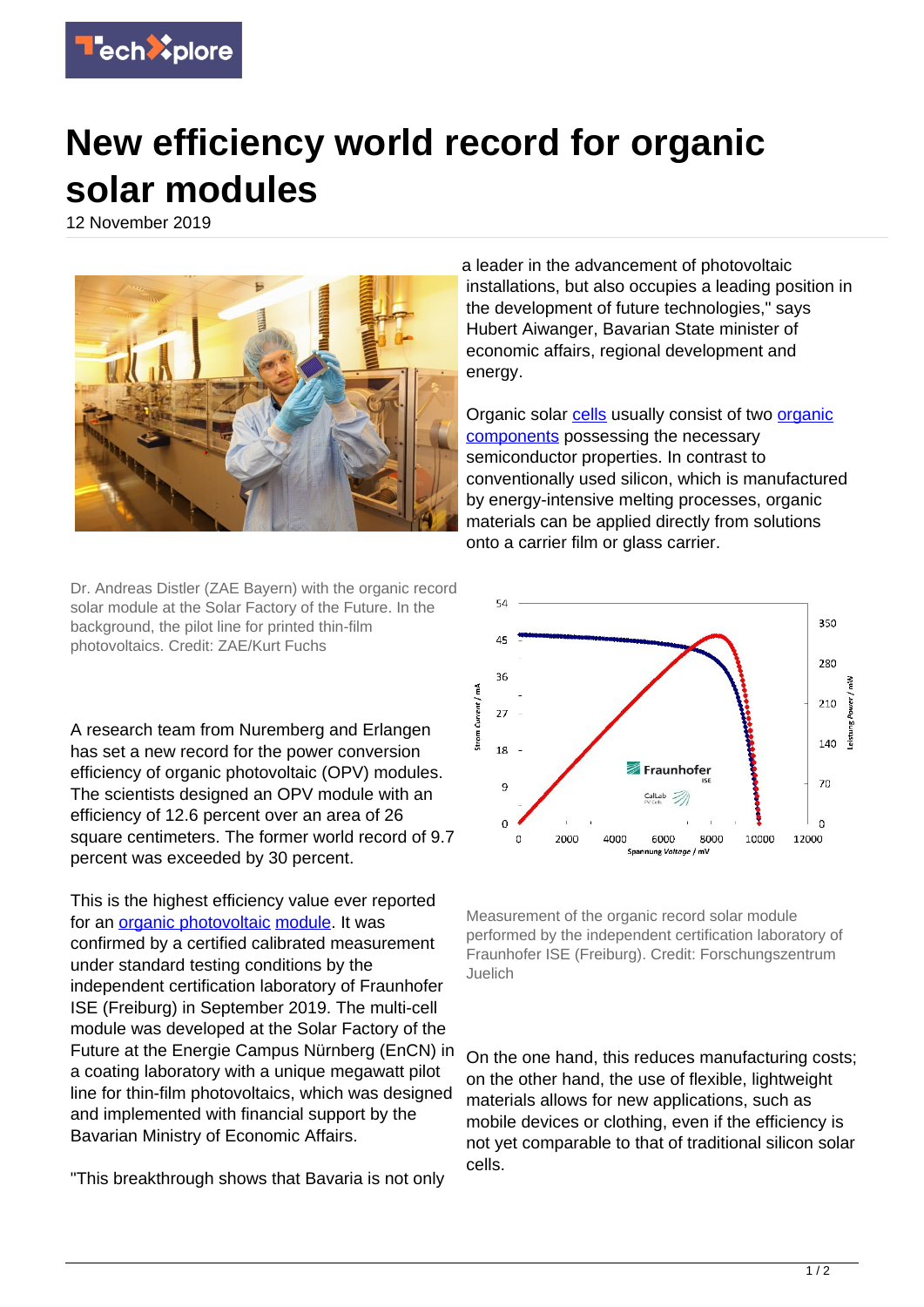# New efficiency world record for organic solar modules

12 November 2019

Dr. Andreas Distler (ZAE Bayern) with the organic record solar module at the Solar Factory of the Future. In the background, the pilot line for printed thin-film photovoltaics. Credit: ZAE/Kurt Fuchs

A research team from Nuremberg and Erlangen has set a new record for the power conversion efficiency of organic photovoltaic (OPV) modules. The scientists designed an OPV module with an efficiency of 12.6 percent over an area of 26 square centimeters. The former world record of 9.7 percent was exceeded by 30 percent.

This is the highest efficiency value ever reported for an organic photovoltaic module. It was confirmed by a certified calibrated measurement under standard testing conditions by the independent certification laboratory of Fraunhofer ISE (Freiburg) in September 2019. The multi-cell module was developed at the Solar Factory of the Future at the Energie Campus Nürnberg (EnCN) in a coating laboratory with a unique megawatt pilot line for thin-film photovoltaics, which was designed and implemented with financial support by the Bavarian Ministry of Economic Affairs.

"This breakthrough shows that Bavaria is not only a leader in the advancement of photovoltaic installations, but also occupies a leading position in the development of future technologies," says Hubert Aiwanger, Bavarian State minister of economic affairs, regional development and energy.

Organic solar cells usually consist of two organic components possessing the necessary semiconductor properties. In contrast to conventionally used silicon, which is manufactured by energy-intensive melting processes, organic materials can be applied directly from solutions onto a carrier film or glass carrier.

Measurement of the organic record solar module performed by the independent certification laboratory of Fraunhofer ISE (Freiburg). Credit: Forschungszentrum Juelich

On the one hand, this reduces manufacturing costs; on the other hand, the use of flexible, lightweight materials allows for new applications, such as mobile devices or clothing, even if the efficiency is not yet comparable to that of traditional silicon solar cells.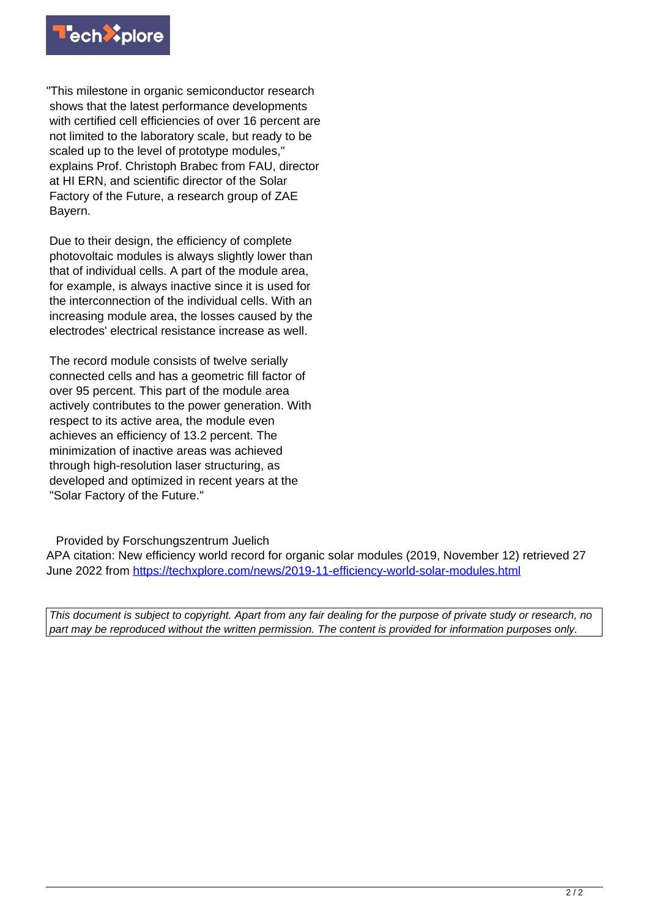"This milestone in organic semiconductor research shows that the latest performance developments with certified cell efficiencies of over 16 percent are not limited to the laboratory scale, but ready to be scaled up to the level of prototype modules," explains Prof. Christoph Brabec from FAU, director at HI ERN, and scientific director of the Solar Factory of the Future, a research group of ZAE Bayern.

Due to their design, the efficiency of complete photovoltaic modules is always slightly lower than that of individual cells. A part of the module area, for example, is always inactive since it is used for the interconnection of the individual cells. With an increasing module area, the losses caused by the electrodes' electrical resistance increase as well.

The record module consists of twelve serially connected cells and has a geometric fill factor of over 95 percent. This part of the module area actively contributes to the power generation. With respect to its active area, the module even achieves an efficiency of 13.2 percent. The minimization of inactive areas was achieved through high-resolution laser structuring, as developed and optimized in recent years at the "Solar Factory of the Future."

Provided by Forschungszentrum Juelich

APA citation: New efficiency world record for organic solar modules (2019, November 12) retrieved 27 June 2022 from https://techxplore.com/news/2019-11-efficiency-world-solar-modules.html

*This document is subject to copyright. Apart from any fair dealing for the purpose of private study or research, no part may be reproduced without the written permission. The content is provided for information purposes only.*